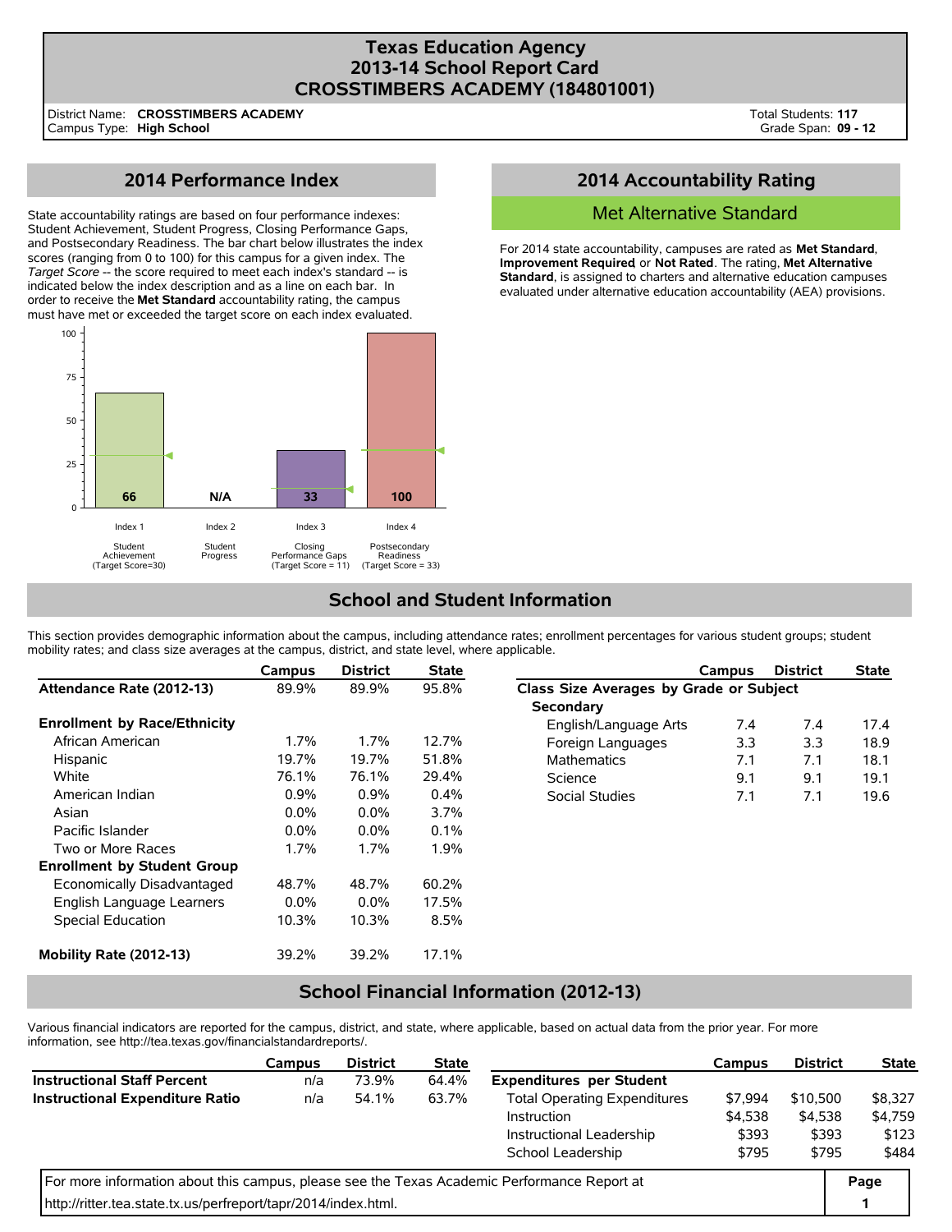# Texas Education Agency
# 2013-14 School Report Card
# CROSSTIMBERS ACADEMY (184801001)

District Name: **CROSSTIMBERS ACADEMY**
Campus Type: **High School**

Total Students: **117**
Grade Span: **09 - 12**

## 2014 Performance Index

State accountability ratings are based on four performance indexes: Student Achievement, Student Progress, Closing Performance Gaps, and Postsecondary Readiness. The bar chart below illustrates the index scores (ranging from 0 to 100) for this campus for a given index. The *Target Score* -- the score required to meet each index's standard -- is indicated below the index description and as a line on each bar. In order to receive the **Met Standard** accountability rating, the campus must have met or exceeded the target score on each index evaluated.

| Index | Description | Score | Target Score |
|---|---|---|---|
| Index 1 | Student Achievement | 66 | 30 |
| Index 2 | Student Progress | N/A | |
| Index 3 | Closing Performance Gaps | 33 | 11 |
| Index 4 | Postsecondary Readiness | 100 | 33 |

## 2014 Accountability Rating

**Met Alternative Standard**

For 2014 state accountability, campuses are rated as **Met Standard**, **Improvement Required**, or **Not Rated**. The rating, **Met Alternative Standard**, is assigned to charters and alternative education campuses evaluated under alternative education accountability (AEA) provisions.

## School and Student Information

This section provides demographic information about the campus, including attendance rates; enrollment percentages for various student groups; student mobility rates; and class size averages at the campus, district, and state level, where applicable.

| | Campus | District | State |
|---|---|---|---|
| **Attendance Rate (2012-13)** | 89.9% | 89.9% | 95.8% |
| **Enrollment by Race/Ethnicity** | | | |
| African American | 1.7% | 1.7% | 12.7% |
| Hispanic | 19.7% | 19.7% | 51.8% |
| White | 76.1% | 76.1% | 29.4% |
| American Indian | 0.9% | 0.9% | 0.4% |
| Asian | 0.0% | 0.0% | 3.7% |
| Pacific Islander | 0.0% | 0.0% | 0.1% |
| Two or More Races | 1.7% | 1.7% | 1.9% |
| **Enrollment by Student Group** | | | |
| Economically Disadvantaged | 48.7% | 48.7% | 60.2% |
| English Language Learners | 0.0% | 0.0% | 17.5% |
| Special Education | 10.3% | 10.3% | 8.5% |
| **Mobility Rate (2012-13)** | 39.2% | 39.2% | 17.1% |

| | Campus | District | State |
|---|---|---|---|
| **Class Size Averages by Grade or Subject** | | | |
| **Secondary** | | | |
| English/Language Arts | 7.4 | 7.4 | 17.4 |
| Foreign Languages | 3.3 | 3.3 | 18.9 |
| Mathematics | 7.1 | 7.1 | 18.1 |
| Science | 9.1 | 9.1 | 19.1 |
| Social Studies | 7.1 | 7.1 | 19.6 |

## School Financial Information (2012-13)

Various financial indicators are reported for the campus, district, and state, where applicable, based on actual data from the prior year. For more information, see http://tea.texas.gov/financialstandardreports/.

| | Campus | District | State |
|---|---|---|---|
| **Instructional Staff Percent** | n/a | 73.9% | 64.4% |
| **Instructional Expenditure Ratio** | n/a | 54.1% | 63.7% |

| | Campus | District | State |
|---|---|---|---|
| **Expenditures per Student** | | | |
| Total Operating Expenditures | $7,994 | $10,500 | $8,327 |
| Instruction | $4,538 | $4,538 | $4,759 |
| Instructional Leadership | $393 | $393 | $123 |
| School Leadership | $795 | $795 | $484 |

For more information about this campus, please see the Texas Academic Performance Report at http://ritter.tea.state.tx.us/perfreport/tapr/2014/index.html.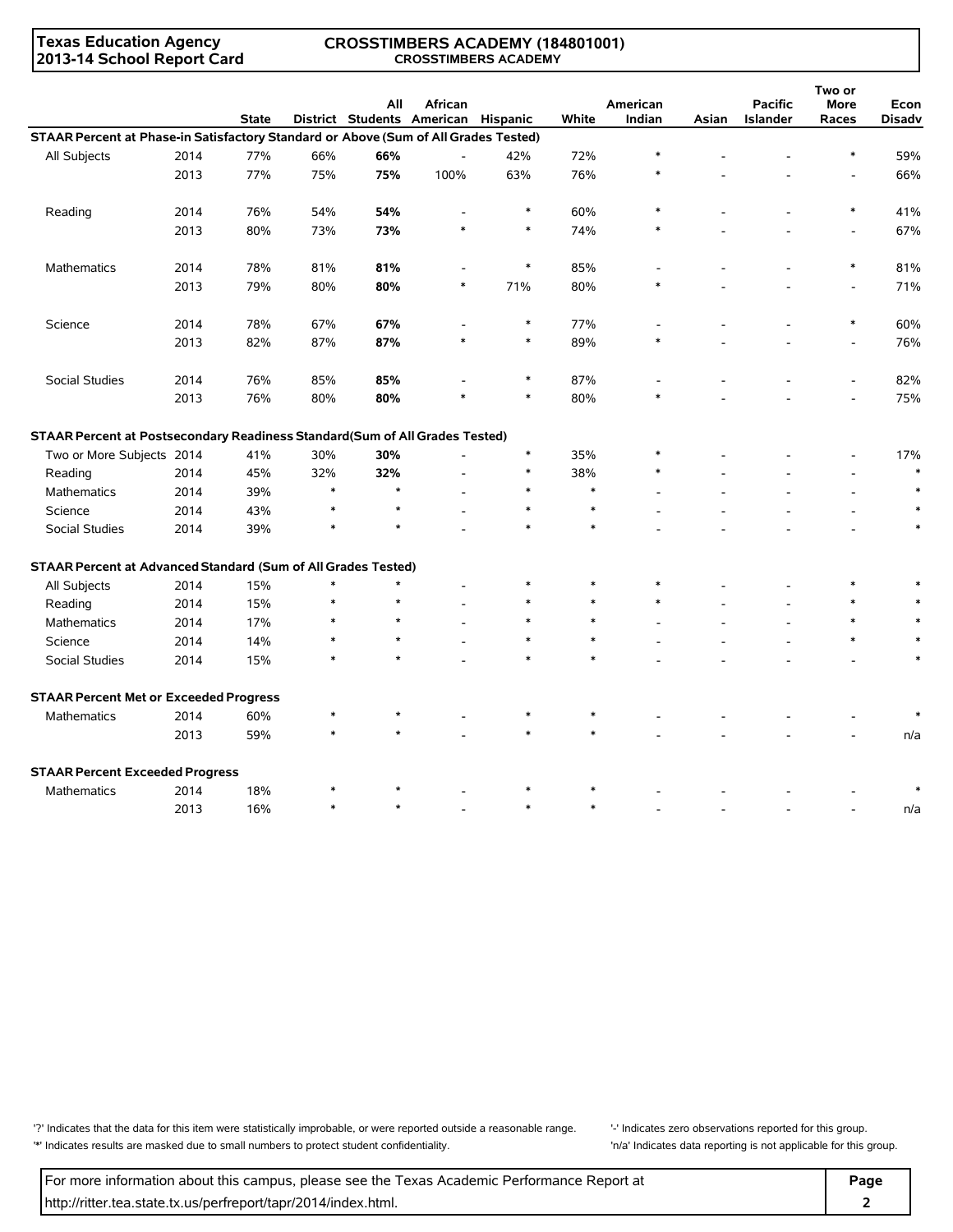**Texas Education Agency**
**2013-14 School Report Card**

**CROSSTIMBERS ACADEMY (184801001)**
**CROSSTIMBERS ACADEMY**

| | | State | District | All Students | African American | Hispanic | White | American Indian | Asian | Pacific Islander | Two or More Races | Econ Disadv |
|---|---|---|---|---|---|---|---|---|---|---|---|---|
| **STAAR Percent at Phase-in Satisfactory Standard or Above (Sum of All Grades Tested)** | | | | | | | | | | | | |
| All Subjects | 2014 | 77% | 66% | **66%** | - | 42% | 72% | * | - | - | * | 59% |
| | 2013 | 77% | 75% | **75%** | 100% | 63% | 76% | * | - | - | - | 66% |
| Reading | 2014 | 76% | 54% | **54%** | - | * | 60% | * | - | - | * | 41% |
| | 2013 | 80% | 73% | **73%** | * | * | 74% | * | - | - | - | 67% |
| Mathematics | 2014 | 78% | 81% | **81%** | - | * | 85% | - | - | - | * | 81% |
| | 2013 | 79% | 80% | **80%** | * | 71% | 80% | * | - | - | - | 71% |
| Science | 2014 | 78% | 67% | **67%** | - | * | 77% | - | - | - | * | 60% |
| | 2013 | 82% | 87% | **87%** | * | * | 89% | * | - | - | - | 76% |
| Social Studies | 2014 | 76% | 85% | **85%** | - | * | 87% | - | - | - | - | 82% |
| | 2013 | 76% | 80% | **80%** | * | * | 80% | * | - | - | - | 75% |
| **STAAR Percent at Postsecondary Readiness Standard(Sum of All Grades Tested)** | | | | | | | | | | | | |
| Two or More Subjects | 2014 | 41% | 30% | **30%** | - | * | 35% | * | - | - | - | 17% |
| Reading | 2014 | 45% | 32% | **32%** | - | * | 38% | * | - | - | - | * |
| Mathematics | 2014 | 39% | * | * | - | * | * | - | - | - | - | * |
| Science | 2014 | 43% | * | * | - | * | * | - | - | - | - | * |
| Social Studies | 2014 | 39% | * | * | - | * | * | - | - | - | - | * |
| **STAAR Percent at Advanced Standard (Sum of All Grades Tested)** | | | | | | | | | | | | |
| All Subjects | 2014 | 15% | * | * | - | * | * | * | - | - | * | * |
| Reading | 2014 | 15% | * | * | - | * | * | * | - | - | * | * |
| Mathematics | 2014 | 17% | * | * | - | * | * | - | - | - | * | * |
| Science | 2014 | 14% | * | * | - | * | * | - | - | - | * | * |
| Social Studies | 2014 | 15% | * | * | - | * | * | - | - | - | - | * |
| **STAAR Percent Met or Exceeded Progress** | | | | | | | | | | | | |
| Mathematics | 2014 | 60% | * | * | - | * | * | - | - | - | - | * |
| | 2013 | 59% | * | * | - | * | * | - | - | - | - | n/a |
| **STAAR Percent Exceeded Progress** | | | | | | | | | | | | |
| Mathematics | 2014 | 18% | * | * | - | * | * | - | - | - | - | * |
| | 2013 | 16% | * | * | - | * | * | - | - | - | - | n/a |

'?' Indicates that the data for this item were statistically improbable, or were reported outside a reasonable range.
'*' Indicates results are masked due to small numbers to protect student confidentiality.
'-' Indicates zero observations reported for this group.
'n/a' Indicates data reporting is not applicable for this group.

For more information about this campus, please see the Texas Academic Performance Report at http://ritter.tea.state.tx.us/perfreport/tapr/2014/index.html.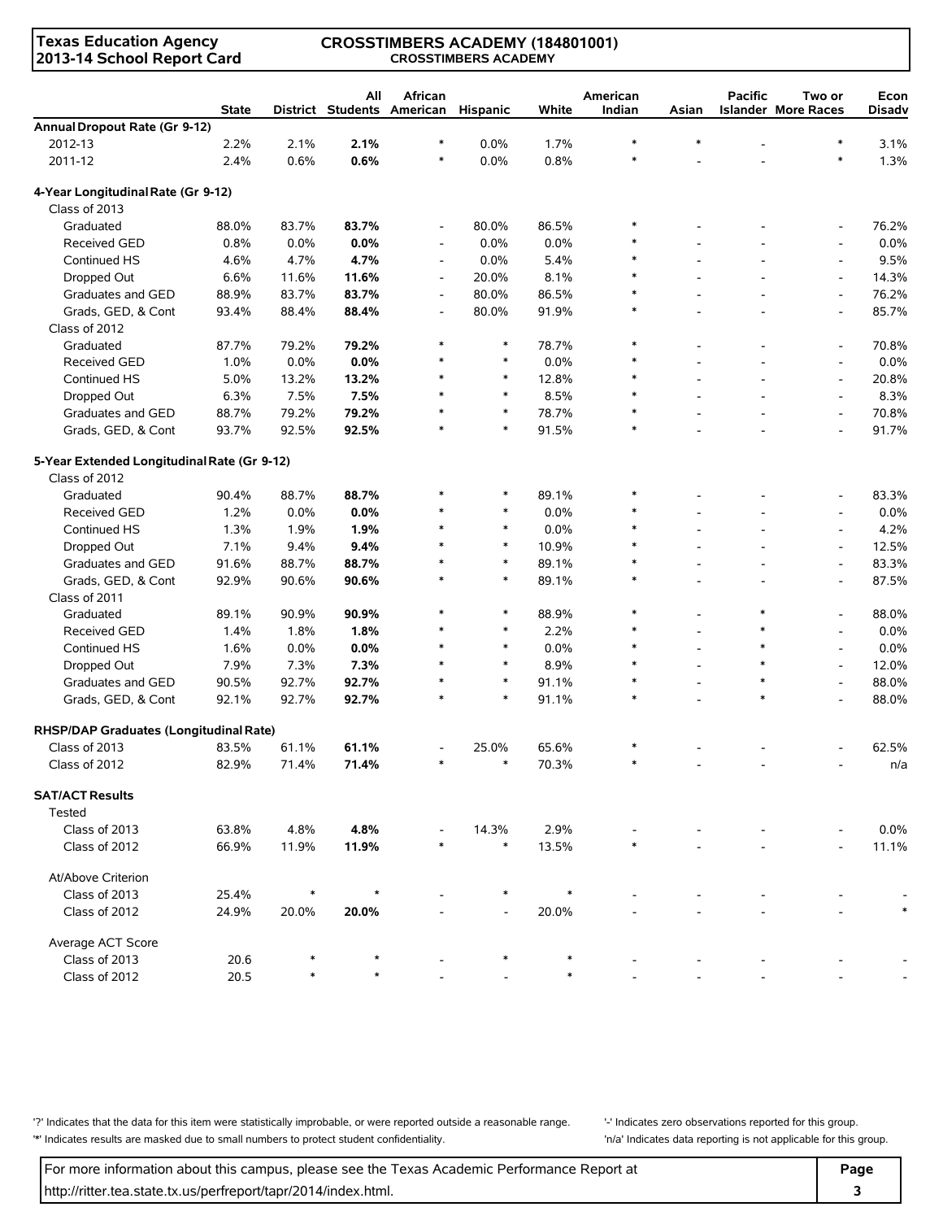Texas Education Agency
2013-14 School Report Card

CROSSTIMBERS ACADEMY (184801001)
CROSSTIMBERS ACADEMY

| | State | District | All Students | African American | Hispanic | White | American Indian | Asian | Pacific Islander | Two or More Races | Econ Disadv |
|---|---|---|---|---|---|---|---|---|---|---|---|
| **Annual Dropout Rate (Gr 9-12)** | | | | | | | | | | | |
| 2012-13 | 2.2% | 2.1% | **2.1%** | * | 0.0% | 1.7% | * | * | - | * | 3.1% |
| 2011-12 | 2.4% | 0.6% | **0.6%** | * | 0.0% | 0.8% | * | - | - | * | 1.3% |
| **4-Year Longitudinal Rate (Gr 9-12)** | | | | | | | | | | | |
| Class of 2013 | | | | | | | | | | | |
| Graduated | 88.0% | 83.7% | **83.7%** | - | 80.0% | 86.5% | * | - | - | - | 76.2% |
| Received GED | 0.8% | 0.0% | **0.0%** | - | 0.0% | 0.0% | * | - | - | - | 0.0% |
| Continued HS | 4.6% | 4.7% | **4.7%** | - | 0.0% | 5.4% | * | - | - | - | 9.5% |
| Dropped Out | 6.6% | 11.6% | **11.6%** | - | 20.0% | 8.1% | * | - | - | - | 14.3% |
| Graduates and GED | 88.9% | 83.7% | **83.7%** | - | 80.0% | 86.5% | * | - | - | - | 76.2% |
| Grads, GED, & Cont | 93.4% | 88.4% | **88.4%** | - | 80.0% | 91.9% | * | - | - | - | 85.7% |
| Class of 2012 | | | | | | | | | | | |
| Graduated | 87.7% | 79.2% | **79.2%** | * | * | 78.7% | * | - | - | - | 70.8% |
| Received GED | 1.0% | 0.0% | **0.0%** | * | * | 0.0% | * | - | - | - | 0.0% |
| Continued HS | 5.0% | 13.2% | **13.2%** | * | * | 12.8% | * | - | - | - | 20.8% |
| Dropped Out | 6.3% | 7.5% | **7.5%** | * | * | 8.5% | * | - | - | - | 8.3% |
| Graduates and GED | 88.7% | 79.2% | **79.2%** | * | * | 78.7% | * | - | - | - | 70.8% |
| Grads, GED, & Cont | 93.7% | 92.5% | **92.5%** | * | * | 91.5% | * | - | - | - | 91.7% |
| **5-Year Extended Longitudinal Rate (Gr 9-12)** | | | | | | | | | | | |
| Class of 2012 | | | | | | | | | | | |
| Graduated | 90.4% | 88.7% | **88.7%** | * | * | 89.1% | * | - | - | - | 83.3% |
| Received GED | 1.2% | 0.0% | **0.0%** | * | * | 0.0% | * | - | - | - | 0.0% |
| Continued HS | 1.3% | 1.9% | **1.9%** | * | * | 0.0% | * | - | - | - | 4.2% |
| Dropped Out | 7.1% | 9.4% | **9.4%** | * | * | 10.9% | * | - | - | - | 12.5% |
| Graduates and GED | 91.6% | 88.7% | **88.7%** | * | * | 89.1% | * | - | - | - | 83.3% |
| Grads, GED, & Cont | 92.9% | 90.6% | **90.6%** | * | * | 89.1% | * | - | - | - | 87.5% |
| Class of 2011 | | | | | | | | | | | |
| Graduated | 89.1% | 90.9% | **90.9%** | * | * | 88.9% | * | - | * | - | 88.0% |
| Received GED | 1.4% | 1.8% | **1.8%** | * | * | 2.2% | * | - | * | - | 0.0% |
| Continued HS | 1.6% | 0.0% | **0.0%** | * | * | 0.0% | * | - | * | - | 0.0% |
| Dropped Out | 7.9% | 7.3% | **7.3%** | * | * | 8.9% | * | - | * | - | 12.0% |
| Graduates and GED | 90.5% | 92.7% | **92.7%** | * | * | 91.1% | * | - | * | - | 88.0% |
| Grads, GED, & Cont | 92.1% | 92.7% | **92.7%** | * | * | 91.1% | * | - | * | - | 88.0% |
| **RHSP/DAP Graduates (Longitudinal Rate)** | | | | | | | | | | | |
| Class of 2013 | 83.5% | 61.1% | **61.1%** | - | 25.0% | 65.6% | * | - | - | - | 62.5% |
| Class of 2012 | 82.9% | 71.4% | **71.4%** | * | * | 70.3% | * | - | - | - | n/a |
| **SAT/ACT Results** | | | | | | | | | | | |
| Tested | | | | | | | | | | | |
| Class of 2013 | 63.8% | 4.8% | **4.8%** | - | 14.3% | 2.9% | - | - | - | - | 0.0% |
| Class of 2012 | 66.9% | 11.9% | **11.9%** | * | * | 13.5% | * | - | - | - | 11.1% |
| At/Above Criterion | | | | | | | | | | | |
| Class of 2013 | 25.4% | * | * | - | * | * | - | - | - | - | - |
| Class of 2012 | 24.9% | 20.0% | **20.0%** | - | - | 20.0% | - | - | - | - | * |
| Average ACT Score | | | | | | | | | | | |
| Class of 2013 | 20.6 | * | * | - | * | * | - | - | - | - | - |
| Class of 2012 | 20.5 | * | * | - | - | * | - | - | - | - | - |

'?' Indicates that the data for this item were statistically improbable, or were reported outside a reasonable range.
'*' Indicates results are masked due to small numbers to protect student confidentiality.
'-' Indicates zero observations reported for this group.
'n/a' Indicates data reporting is not applicable for this group.

For more information about this campus, please see the Texas Academic Performance Report at http://ritter.tea.state.tx.us/perfreport/tapr/2014/index.html.